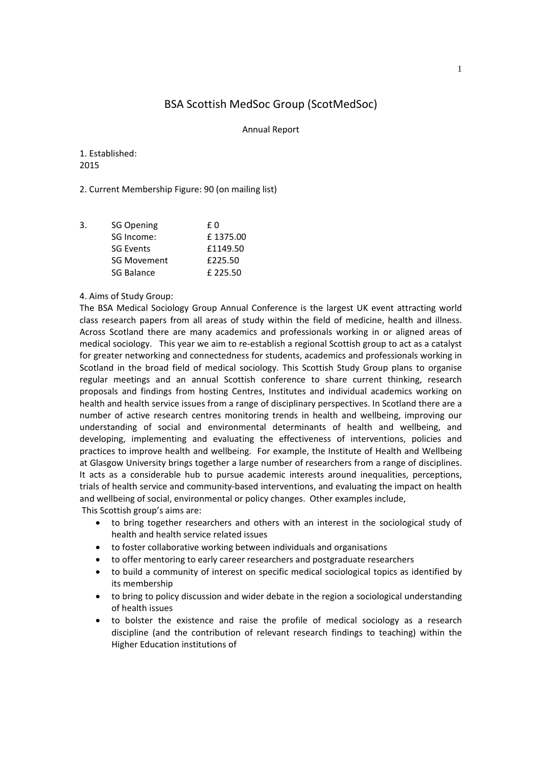# BSA Scottish MedSoc Group (ScotMedSoc)

Annual Report

1. Established:
2015

2. Current Membership Figure: 90 (on mailing list)

3.

| | |
|---|---|
| SG Opening | £ 0 |
| SG Income: | £ 1375.00 |
| SG Events | £1149.50 |
| SG Movement | £225.50 |
| SG Balance | £ 225.50 |

4. Aims of Study Group:

The BSA Medical Sociology Group Annual Conference is the largest UK event attracting world class research papers from all areas of study within the field of medicine, health and illness. Across Scotland there are many academics and professionals working in or aligned areas of medical sociology. This year we aim to re-establish a regional Scottish group to act as a catalyst for greater networking and connectedness for students, academics and professionals working in Scotland in the broad field of medical sociology. This Scottish Study Group plans to organise regular meetings and an annual Scottish conference to share current thinking, research proposals and findings from hosting Centres, Institutes and individual academics working on health and health service issues from a range of disciplinary perspectives. In Scotland there are a number of active research centres monitoring trends in health and wellbeing, improving our understanding of social and environmental determinants of health and wellbeing, and developing, implementing and evaluating the effectiveness of interventions, policies and practices to improve health and wellbeing. For example, the Institute of Health and Wellbeing at Glasgow University brings together a large number of researchers from a range of disciplines. It acts as a considerable hub to pursue academic interests around inequalities, perceptions, trials of health service and community-based interventions, and evaluating the impact on health and wellbeing of social, environmental or policy changes. Other examples include,

This Scottish group's aims are:

- to bring together researchers and others with an interest in the sociological study of health and health service related issues
- to foster collaborative working between individuals and organisations
- to offer mentoring to early career researchers and postgraduate researchers
- to build a community of interest on specific medical sociological topics as identified by its membership
- to bring to policy discussion and wider debate in the region a sociological understanding of health issues
- to bolster the existence and raise the profile of medical sociology as a research discipline (and the contribution of relevant research findings to teaching) within the Higher Education institutions of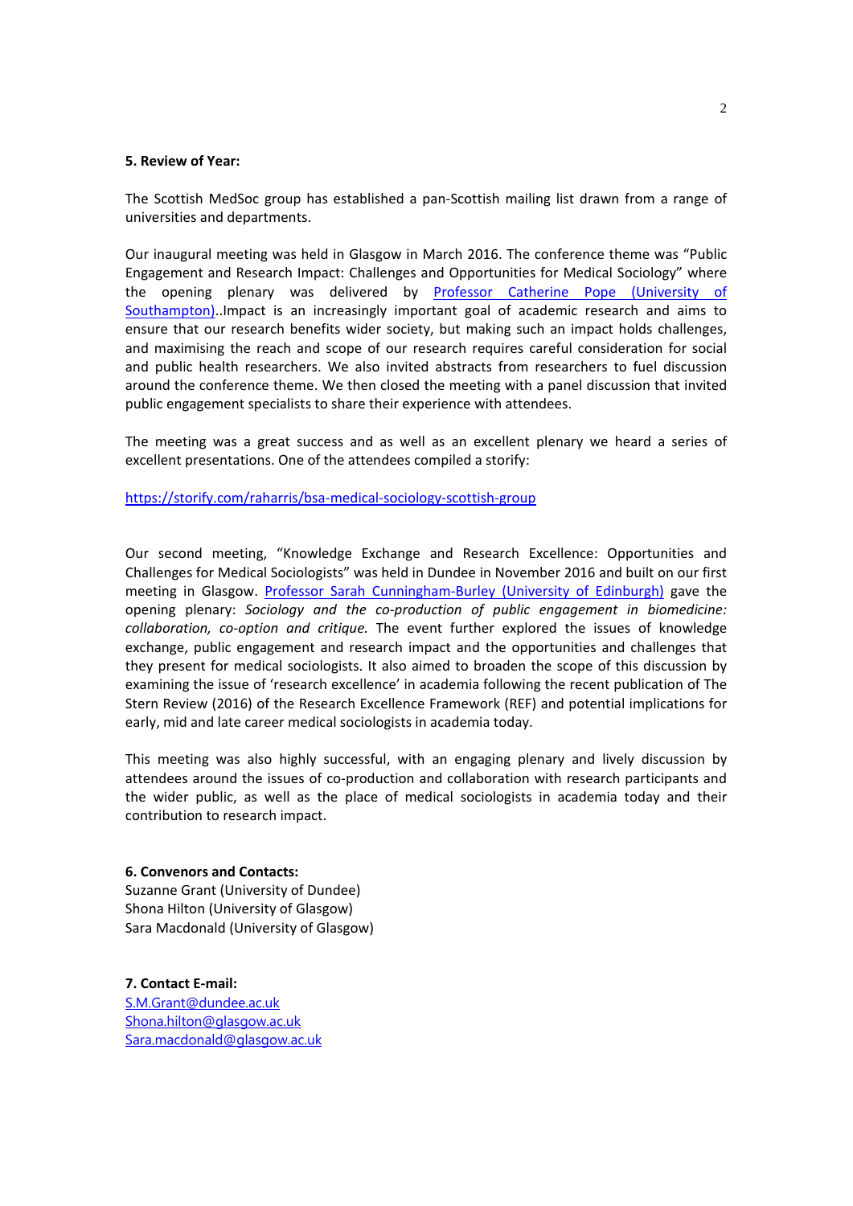**5. Review of Year:**

The Scottish MedSoc group has established a pan-Scottish mailing list drawn from a range of universities and departments.

Our inaugural meeting was held in Glasgow in March 2016. The conference theme was "Public Engagement and Research Impact: Challenges and Opportunities for Medical Sociology" where the opening plenary was delivered by [Professor Catherine Pope (University of Southampton)]..Impact is an increasingly important goal of academic research and aims to ensure that our research benefits wider society, but making such an impact holds challenges, and maximising the reach and scope of our research requires careful consideration for social and public health researchers. We also invited abstracts from researchers to fuel discussion around the conference theme. We then closed the meeting with a panel discussion that invited public engagement specialists to share their experience with attendees.

The meeting was a great success and as well as an excellent plenary we heard a series of excellent presentations. One of the attendees compiled a storify:

https://storify.com/raharris/bsa-medical-sociology-scottish-group

Our second meeting, "Knowledge Exchange and Research Excellence: Opportunities and Challenges for Medical Sociologists" was held in Dundee in November 2016 and built on our first meeting in Glasgow. [Professor Sarah Cunningham-Burley (University of Edinburgh)] gave the opening plenary: *Sociology and the co-production of public engagement in biomedicine: collaboration, co-option and critique.* The event further explored the issues of knowledge exchange, public engagement and research impact and the opportunities and challenges that they present for medical sociologists. It also aimed to broaden the scope of this discussion by examining the issue of 'research excellence' in academia following the recent publication of The Stern Review (2016) of the Research Excellence Framework (REF) and potential implications for early, mid and late career medical sociologists in academia today.

This meeting was also highly successful, with an engaging plenary and lively discussion by attendees around the issues of co-production and collaboration with research participants and the wider public, as well as the place of medical sociologists in academia today and their contribution to research impact.

**6. Convenors and Contacts:**
Suzanne Grant (University of Dundee)
Shona Hilton (University of Glasgow)
Sara Macdonald (University of Glasgow)

**7. Contact E-mail:**
S.M.Grant@dundee.ac.uk
Shona.hilton@glasgow.ac.uk
Sara.macdonald@glasgow.ac.uk